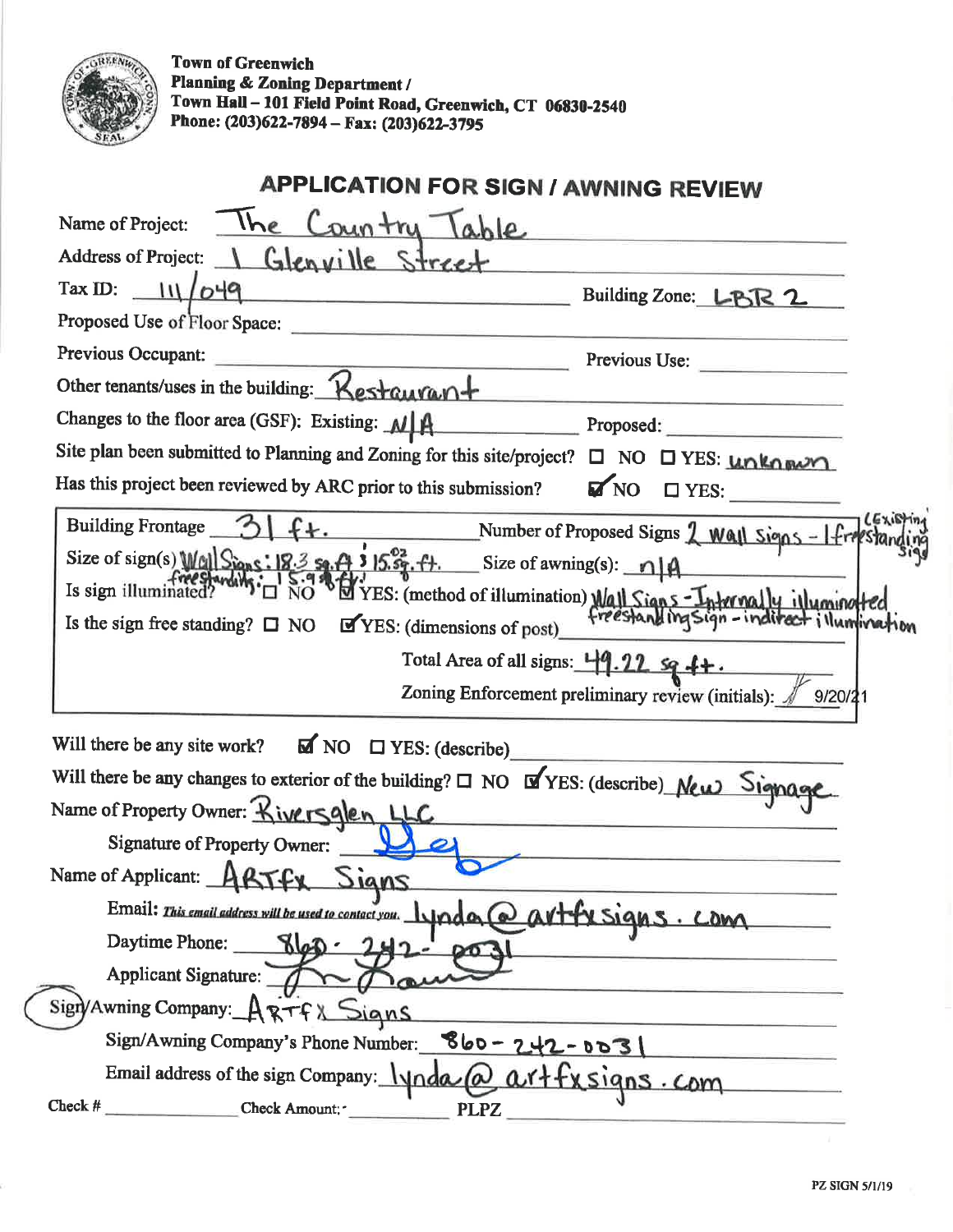Town of Greenwich
Planning & Zoning Department /
Town Hall – 101 Field Point Road, Greenwich, CT 06830-2540
Phone: (203)622-7894 – Fax: (203)622-3795

## APPLICATION FOR SIGN / AWNING REVIEW

Name of Project: The Country Table

Address of Project: 1 Glenville Street

Tax ID: 111/049 Building Zone: LBR 2

Proposed Use of Floor Space:

Previous Occupant: Previous Use:

Other tenants/uses in the building: Restaurant

Changes to the floor area (GSF): Existing: N/A Proposed:

Site plan been submitted to Planning and Zoning for this site/project? ☐ NO ☐ YES: unknown

Has this project been reviewed by ARC prior to this submission? ☑ NO ☐ YES:

Building Frontage 31 ft. Number of Proposed Signs 2 wall signs - 1 freestanding (Existing sign)

Size of sign(s) Wall Signs: 18.3 sq. ft. & 15.02 sq. ft. freestanding: 15.9 sq. ft. Size of awning(s): n/A

Is sign illuminated? ☐ NO ☑ YES: (method of illumination) Wall Signs - Internally illuminated freestanding sign - indirect illumination

Is the sign free standing? ☐ NO ☑ YES: (dimensions of post)

Total Area of all signs: 49.22 sq ft.

Zoning Enforcement preliminary review (initials): 9/20/21

Will there be any site work? ☑ NO ☐ YES: (describe)

Will there be any changes to exterior of the building? ☐ NO ☑ YES: (describe) New Signage

Name of Property Owner: Riversglen LLC

Signature of Property Owner: [signature]

Name of Applicant: ARTfx Signs

Email: *This email address will be used to contact you.* lynda@artfxsigns.com

Daytime Phone: 860-242-0031

Applicant Signature: [signature]

Sign/Awning Company: ARTfx Signs

Sign/Awning Company's Phone Number: 860-242-0031

Email address of the sign Company: lynda@artfxsigns.com

Check # Check Amount: PLPZ

PZ SIGN 5/1/19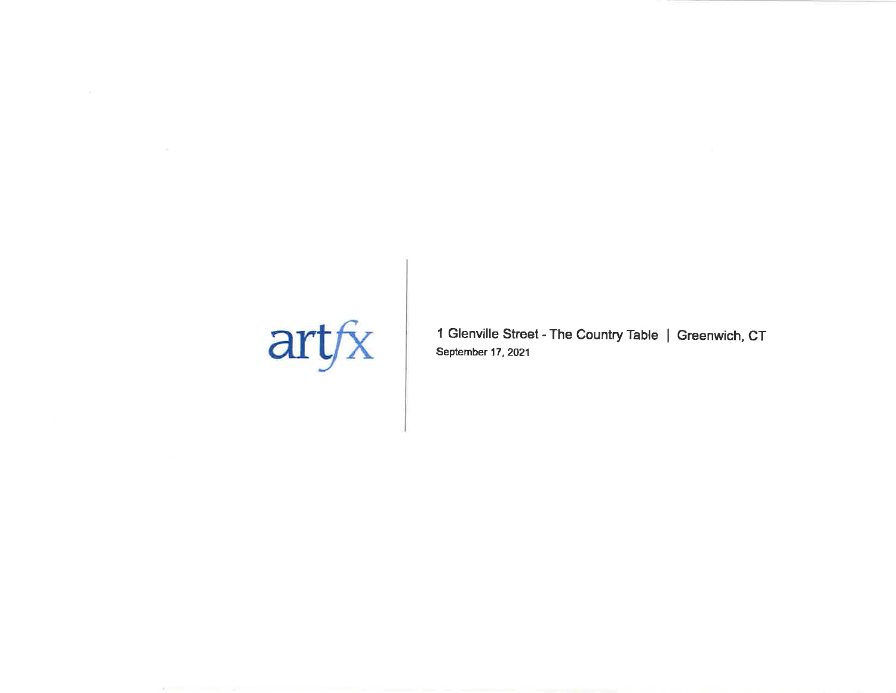artfx

1 Glenville Street - The Country Table | Greenwich, CT

September 17, 2021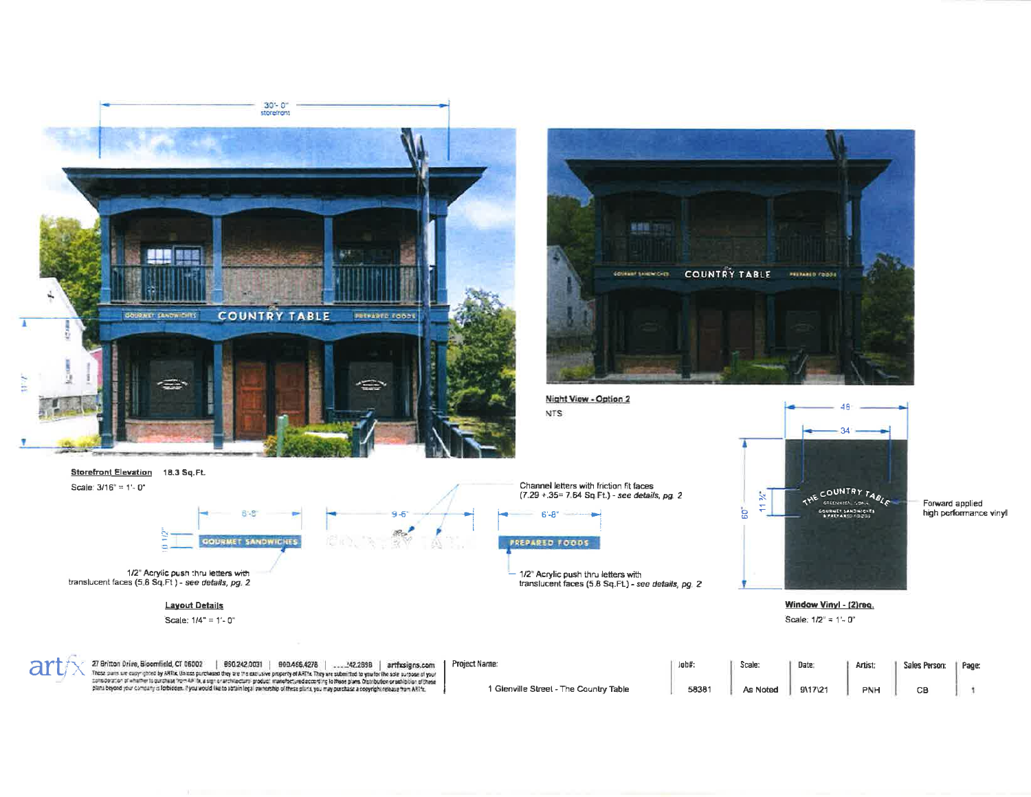30'- 0"
storefront

11'-7"

**Storefront Elevation** 18.3 Sq.Ft.

Scale: 3/16" = 1'- 0"

**Night View - Option 2**

NTS

**Layout Details**

Scale: 1/4" = 1'- 0"

6'-8"

10 1/2"

GOURMET SANDWICHES

1/2" Acrylic push thru letters with translucent faces (5.8 Sq.Ft.) - *see details, pg. 2*

9'-6"

COUNTRY TABLE

Channel letters with friction fit faces (7.29 +.35= 7.64 Sq.Ft.) - *see details, pg. 2*

6'-8"

PREPARED FOODS

1/2" Acrylic push thru letters with translucent faces (5.8 Sq.Ft.) - *see details, pg. 2*

48

34

60"

11 3/4"

THE COUNTRY TABLE
GREENWICH, CONN.
GOURMET SANDWICHES & PREPARED FOODS

Forward applied high performance vinyl

**Window Vinyl - (2)req.**

Scale: 1/2" = 1'- 0"

artfx | 27 Britton Drive, Bloomfield, CT 06002 | 860.242.0031 | 800.466.4278 | ....242.2898 | artfxsigns.com

These plans are copyrighted by ARTfx. Unless purchased they are the exclusive property of ARTfx. They are submitted to you for the sole purpose of your consideration of whether to purchase from ARTfx, a sign or architectural product manufactured according to these plans. Distribution or exhibition of these plans beyond your company is forbidden. If you would like to obtain legal ownership of these plans, you may purchase a copyright release from ARTfx.

| Project Name: | Job#: | Scale: | Date: | Artist: | Sales Person: | Page: |
|---|---|---|---|---|---|---|
| 1 Glenville Street - The Country Table | 58381 | As Noted | 9\17\21 | PNH | CB | 1 |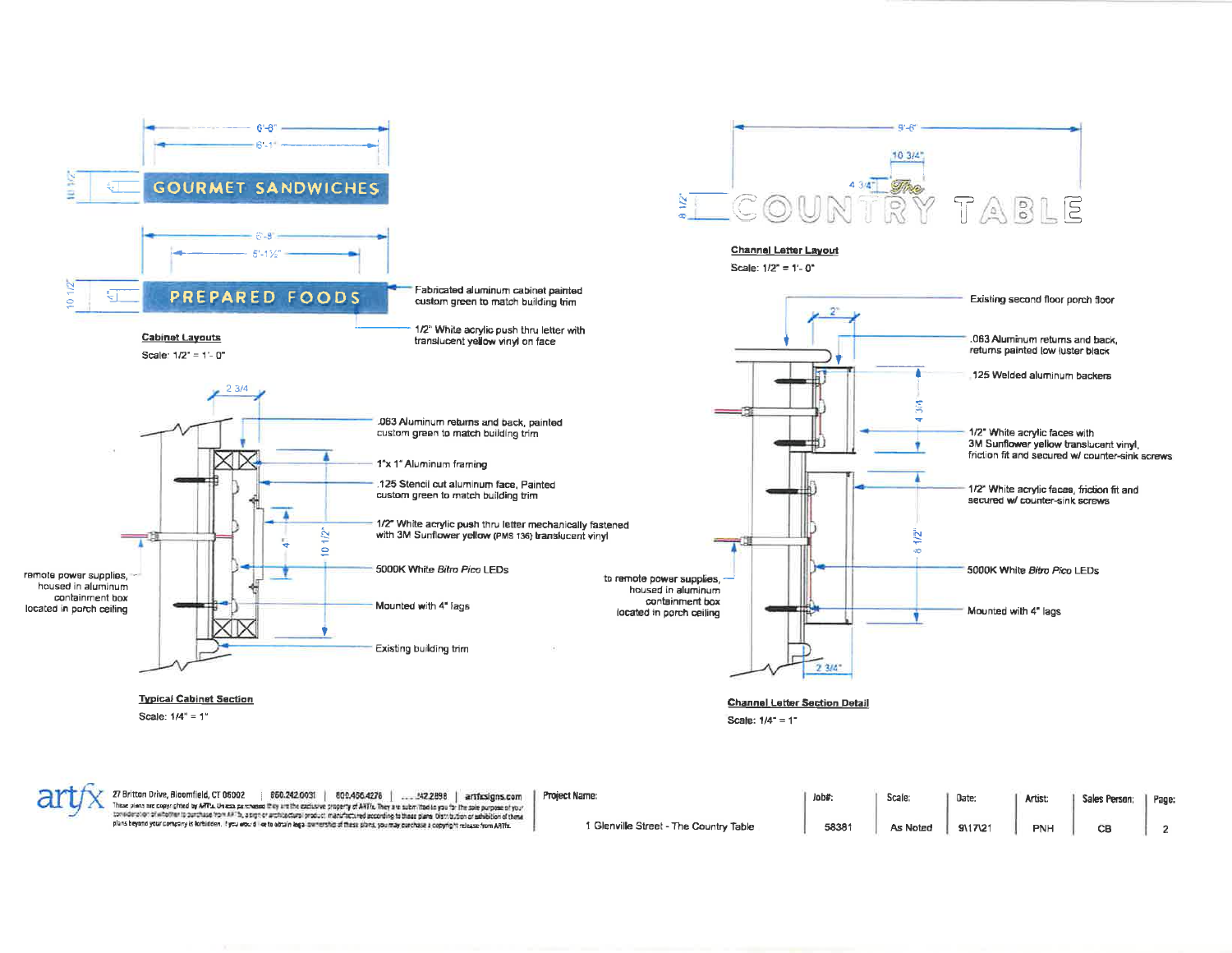## Cabinet Layouts

Scale: 1/2" = 1'- 0"

GOURMET SANDWICHES — 6'-8" / 6'-1" / 10 1/2" / 4"

PREPARED FOODS — 6'-8" / 5'-1 1/2" / 10 1/2" / 4"

Fabricated aluminum cabinet painted custom green to match building trim

1/2" White acrylic push thru letter with translucent yellow vinyl on face

## Channel Letter Layout

Scale: 1/2" = 1'- 0"

The COUNTRY TABLE — 9'-6" / 10 3/4" / 4 3/4" / 8 1/2"

## Typical Cabinet Section

Scale: 1/4" = 1"

2 3/4 / 4" / 10 1/2"

- .063 Aluminum returns and back, painted custom green to match building trim
- 1"x 1" Aluminum framing
- .125 Stencil cut aluminum face, Painted custom green to match building trim
- 1/2" White acrylic push thru letter mechanically fastened with 3M Sunflower yellow (PMS 136) translucent vinyl
- 5000K White *Bitro Pico* LEDs
- Mounted with 4" lags
- Existing building trim
- remote power supplies, housed in aluminum containment box located in porch ceiling

## Channel Letter Section Detail

Scale: 1/4" = 1"

2" / 4 3/4 / 8 1/2" / 2 3/4"

- Existing second floor porch floor
- .063 Aluminum returns and back, returns painted low luster black
- .125 Welded aluminum backers
- 1/2" White acrylic faces with 3M Sunflower yellow translucent vinyl, friction fit and secured w/ counter-sink screws
- 1/2" White acrylic faces, friction fit and secured w/ counter-sink screws
- 5000K White *Bitro Pico* LEDs
- Mounted with 4" lags
- to remote power supplies, housed in aluminum containment box located in porch ceiling

artfx | 27 Britton Drive, Bloomfield, CT 06002 | 860.242.0031 | 800.466.4278 | ...242.2898 | artfxsigns.com

These plans are copyrighted by ARTfx. Unless purchased they are the exclusive property of ARTfx. They are submitted to you for the sole purpose of your consideration of whether to purchase from ARTfx, a sign or architectural product manufactured according to these plans. Distribution or exhibition of these plans beyond your company is forbidden. If you would like to obtain legal ownership of these plans, you may purchase a copyright release from ARTfx.

| Project Name: | Job#: | Scale: | Date: | Artist: | Sales Person: | Page: |
|---|---|---|---|---|---|---|
| 1 Glenville Street - The Country Table | 58381 | As Noted | 9\17\21 | PNH | CB | 2 |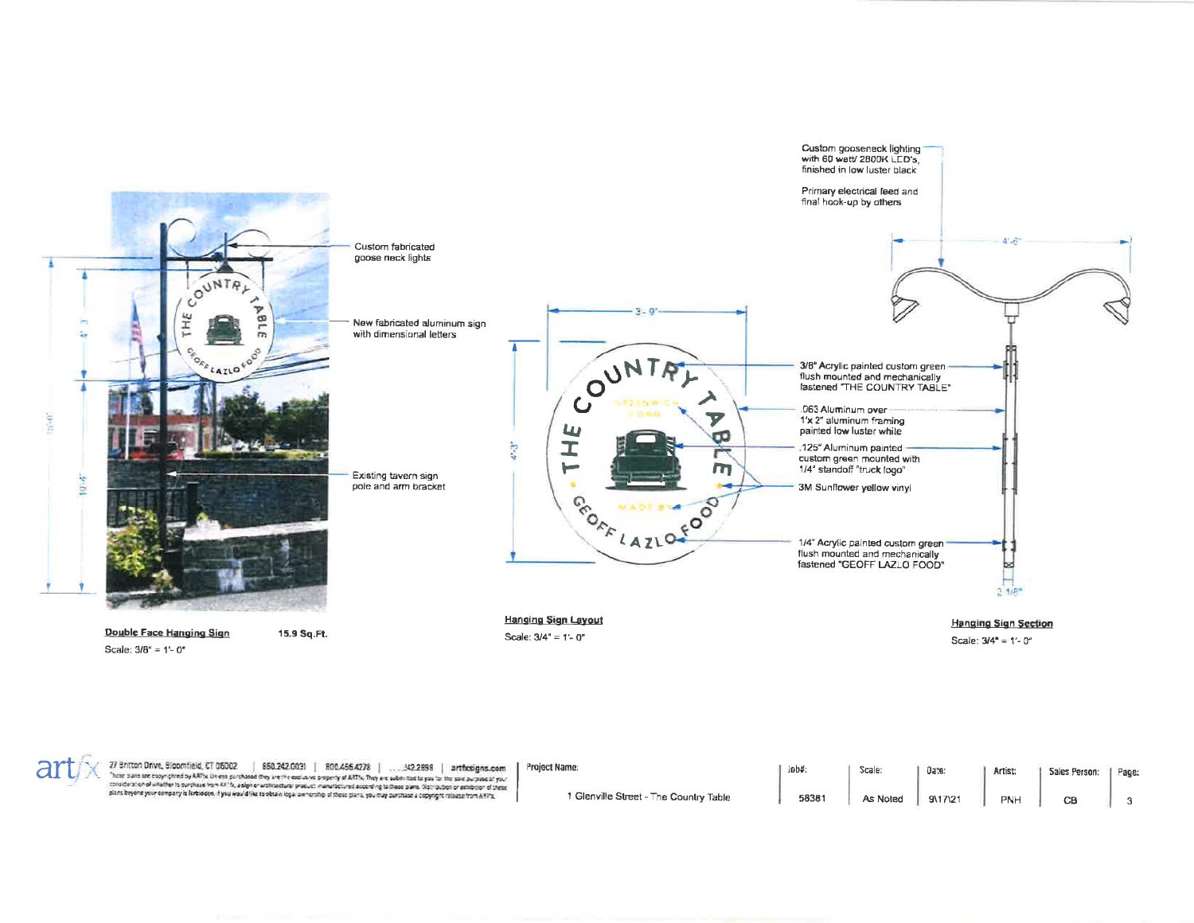Custom fabricated goose neck lights

New fabricated aluminum sign with dimensional letters

Existing tavern sign pole and arm bracket

15'-0"

4'-3"

10'-4"

**Double Face Hanging Sign** 15.9 Sq.Ft.

Scale: 3/8" = 1'- 0"

3'-9"

4'-3"

THE COUNTRY TABLE

GREENWICH CONN

MADE BY

GEOFF LAZLO FOOD

**Hanging Sign Layout**

Scale: 3/4" = 1'- 0"

Custom gooseneck lighting with 60 watt/ 2800K LED's, finished in low luster black

Primary electrical feed and final hook-up by others

4'-6"

3/8" Acrylic painted custom green flush mounted and mechanically fastened "THE COUNTRY TABLE"

.063 Aluminum over 1"x 2" aluminum framing painted low luster white

.125" Aluminum painted custom green mounted with 1/4" standoff "truck logo"

3M Sunflower yellow vinyl

1/4" Acrylic painted custom green flush mounted and mechanically fastened "GEOFF LAZLO FOOD"

2 1/8"

**Hanging Sign Section**

Scale: 3/4" = 1'- 0"

artfx 27 Britton Drive, Bloomfield, CT 06002 | 860.242.0031 | 800.466.4278 | ...242.2898 | artfxsigns.com

"These plans are copyrighted by ARTfx. Unless purchased they are the exclusive property of ARTfx. They are submitted to you for the sole purpose of your consideration of whether to purchase from ARTfx, a sign or architectural product manufactured according to these plans. Distribution or exhibition of these plans beyond your company is forbidden. If you would like to obtain legal ownership of these plans, you may purchase a copyright release from ARTfx.

| Project Name: | Job#: | Scale: | Date: | Artist: | Sales Person: | Page: |
|---|---|---|---|---|---|---|
| 1 Glenville Street - The Country Table | 58381 | As Noted | 9\17\21 | PNH | CB | 3 |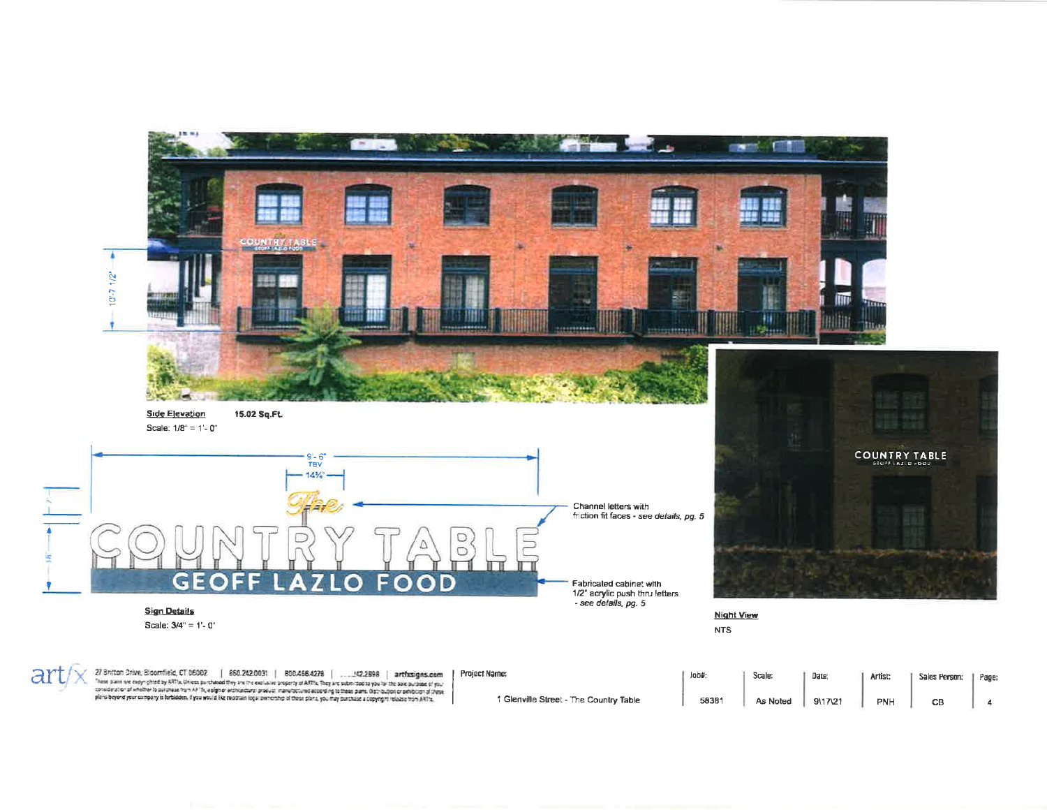10'-7 1/2"

**Side Elevation** **15.02 Sq.Ft.**

Scale: 1/8" = 1'- 0"

9'- 6"
TBV

14¾"

The

COUNTRY TABLE

GEOFF LAZLO FOOD

Channel letters with friction fit faces - *see details, pg. 5*

Fabricated cabinet with 1/2" acrylic push thru letters - *see details, pg. 5*

**Sign Details**

Scale: 3/4" = 1'- 0"

**Night View**

NTS

artfx 27 Britton Drive, Bloomfield, CT 06002 | 860.242.0031 | 800.466.4276 | ...242.2898 | artfxsigns.com

These plans are copyrighted by ARTfx. Unless purchased they are the exclusive property of ARTfx. They are submitted to you for the sole purpose of your consideration of whether to purchase from ARTfx, a sign or architectural product manufactured according to these plans. Distribution or exhibition of these plans beyond your company is forbidden. If you would like to obtain legal ownership of these plans, you may purchase a copyright release from ARTfx.

| Project Name: | Job#: | Scale: | Date: | Artist: | Sales Person: | Page: |
|---|---|---|---|---|---|---|
| 1 Glenville Street - The Country Table | 58381 | As Noted | 9\17\21 | PNH | CB | 4 |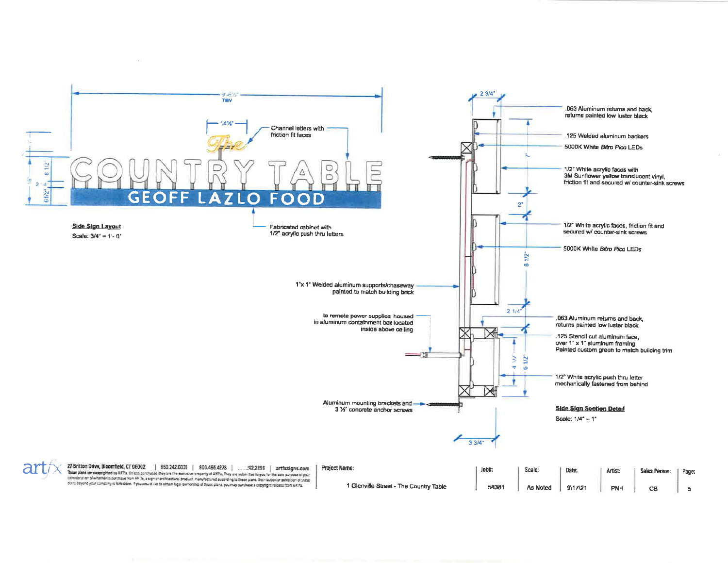9'-6½"
TBV

14¾"

Channel letters with friction fit faces

The

COUNTRY TABLE

GEOFF LAZLO FOOD

Fabricated cabinet with 1/2" acrylic push thru letters

**Side Sign Layout**

Scale: 3/4" = 1'- 0"

2 3/4"

.063 Aluminum returns and back, returns painted low luster black

.125 Welded aluminum backers

5000K White *Bitro Pico* LEDs

1/2" White acrylic faces with 3M Sunflower yellow translucent vinyl, friction fit and secured w/ counter-sink screws

7"

2"

1/2" White acrylic faces, friction fit and secured w/ counter-sink screws

5000K White *Bitro Pico* LEDs

8 1/2"

1"x 1" Welded aluminum supports/chaseway painted to match building brick

2 1/4"

to remote power supplies, housed in aluminum containment box located inside above ceiling

.063 Aluminum returns and back, returns painted low luster black

.125 Stencil cut aluminum face, over 1" x 1" aluminum framing Painted custom green to match building trim

4 1/2"

6 1/2"

1/2" White acrylic push thru letter mechanically fastened from behind

Aluminum mounting brackets and 3 ¼" concrete anchor screws

**Side Sign Section Detail**

Scale: 1/4" = 1"

3 3/4"

artfx 27 Britton Drive, Bloomfield, CT 06002 | 860.242.0031 | 800.466.4278 | ...242.2956 | artfxsigns.com

These plans are copyrighted by ARTfx. Unless purchased they are the exclusive property of ARTfx. They are submitted to you for the sole purpose of your consideration of whether to purchase from ARTfx, a sign or architectural product manufactured according to these plans. Distribution or exhibition of these plans beyond your company is forbidden. If you would like to obtain legal ownership of these plans, you may purchase a copyright release from ARTfx.

| Project Name: | Job#: | Scale: | Date: | Artist: | Sales Person: | Page: |
|---|---|---|---|---|---|---|
| 1 Glenville Street - The Country Table | 58381 | As Noted | 9\17\21 | PNH | CB | 5 |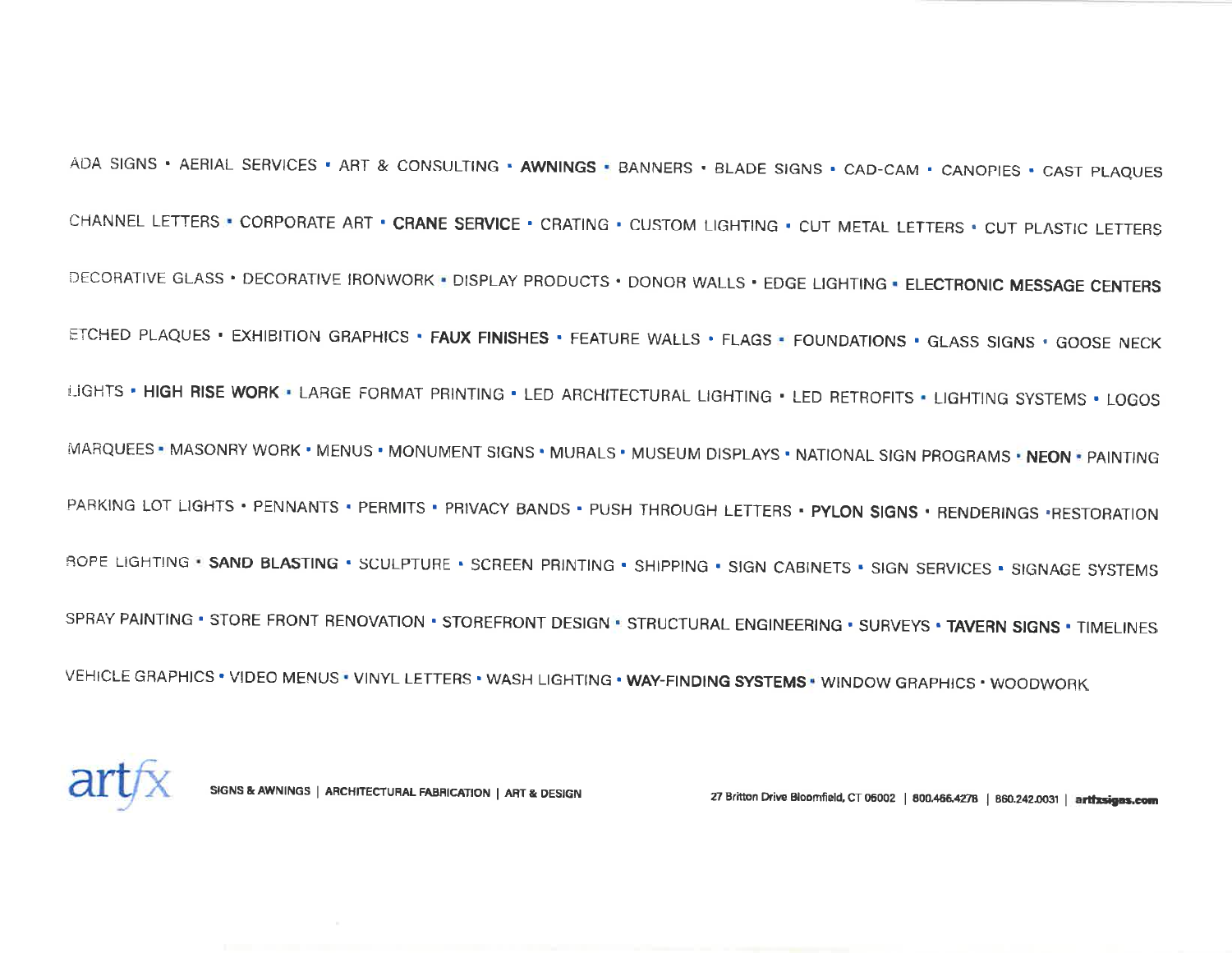ADA SIGNS • AERIAL SERVICES • ART & CONSULTING • **AWNINGS** • BANNERS • BLADE SIGNS • CAD-CAM • CANOPIES • CAST PLAQUES

CHANNEL LETTERS • CORPORATE ART • **CRANE SERVICE** • CRATING • CUSTOM LIGHTING • CUT METAL LETTERS • CUT PLASTIC LETTERS

DECORATIVE GLASS • DECORATIVE IRONWORK • DISPLAY PRODUCTS • DONOR WALLS • EDGE LIGHTING • **ELECTRONIC MESSAGE CENTERS**

ETCHED PLAQUES • EXHIBITION GRAPHICS • **FAUX FINISHES** • FEATURE WALLS • FLAGS • FOUNDATIONS • GLASS SIGNS • GOOSE NECK

LIGHTS • **HIGH RISE WORK** • LARGE FORMAT PRINTING • LED ARCHITECTURAL LIGHTING • LED RETROFITS • LIGHTING SYSTEMS • LOGOS

MARQUEES • MASONRY WORK • MENUS • MONUMENT SIGNS • MURALS • MUSEUM DISPLAYS • NATIONAL SIGN PROGRAMS • **NEON** • PAINTING

PARKING LOT LIGHTS • PENNANTS • PERMITS • PRIVACY BANDS • PUSH THROUGH LETTERS • **PYLON SIGNS** • RENDERINGS • RESTORATION

ROPE LIGHTING • **SAND BLASTING** • SCULPTURE • SCREEN PRINTING • SHIPPING • SIGN CABINETS • SIGN SERVICES • SIGNAGE SYSTEMS

SPRAY PAINTING • STORE FRONT RENOVATION • STOREFRONT DESIGN • STRUCTURAL ENGINEERING • SURVEYS • **TAVERN SIGNS** • TIMELINES

VEHICLE GRAPHICS • VIDEO MENUS • VINYL LETTERS • WASH LIGHTING • **WAY-FINDING SYSTEMS** • WINDOW GRAPHICS • WOODWORK

artfx

**SIGNS & AWNINGS | ARCHITECTURAL FABRICATION | ART & DESIGN**

**27 Britton Drive Bloomfield, CT 06002 | 800.466.4278 | 860.242.0031 | artfxsigns.com**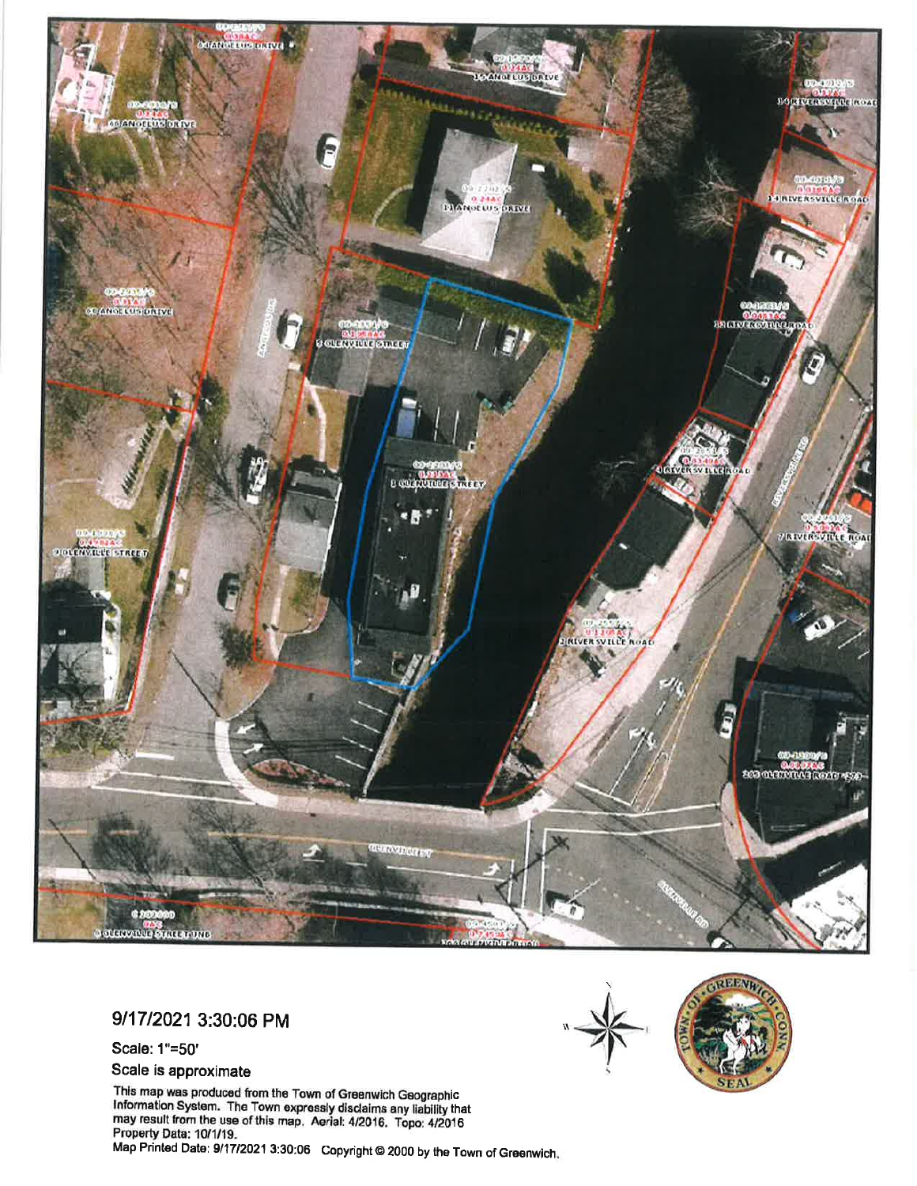9/17/2021 3:30:06 PM

Scale: 1"=50'

Scale is approximate

This map was produced from the Town of Greenwich Geographic Information System. The Town expressly disclaims any liability that may result from the use of this map. Aerial: 4/2016. Topo: 4/2016 Property Data: 10/1/19.
Map Printed Date: 9/17/2021 3:30:06 Copyright © 2000 by the Town of Greenwich.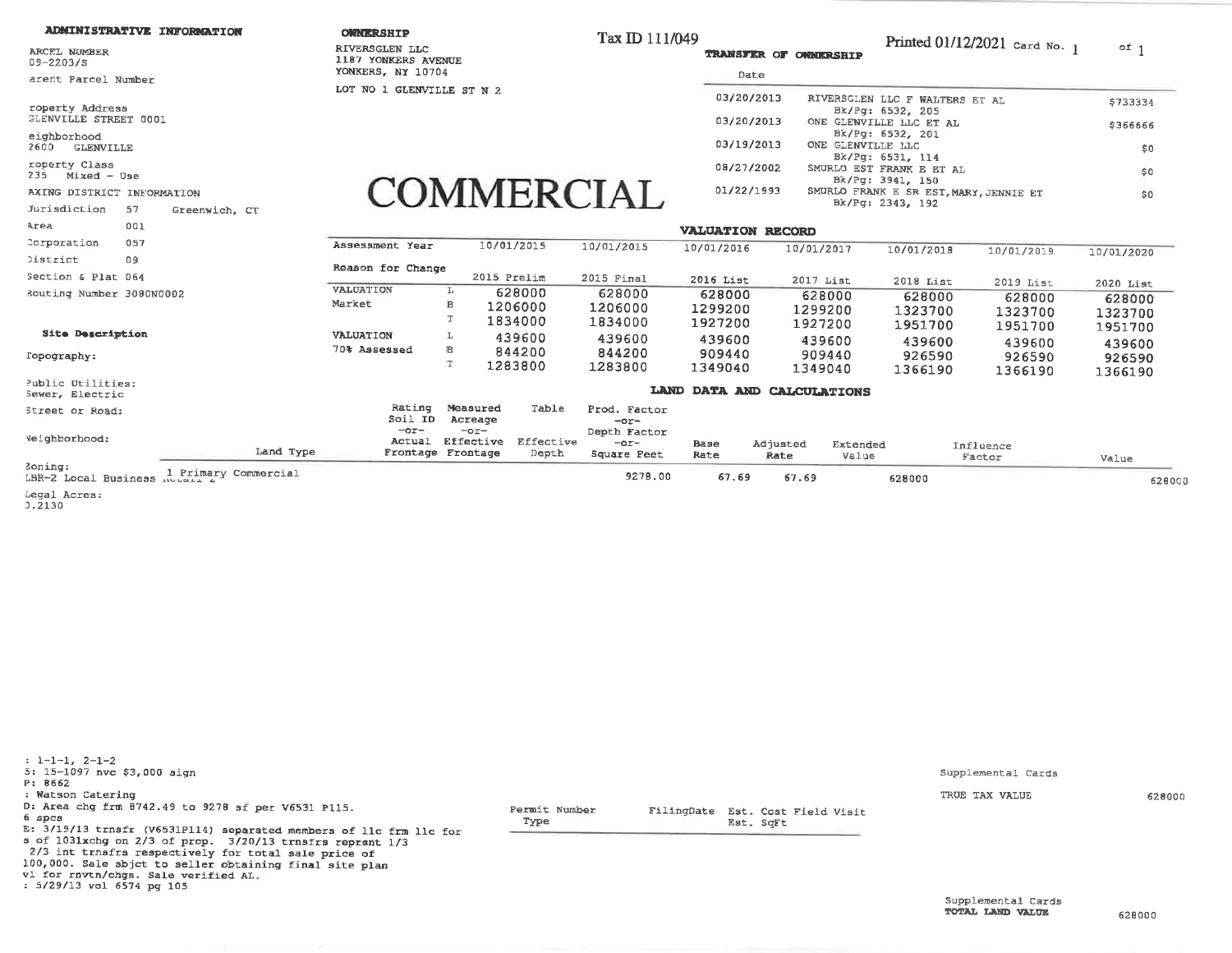**ADMINISTRATIVE INFORMATION**

ARCEL NUMBER
09-2203/S

arent Parcel Number

roperty Address
GLENVILLE STREET 0001

eighborhood
2600 GLENVILLE

roperty Class
235 Mixed - Use

AXING DISTRICT INFORMATION

Jurisdiction 57 Greenwich, CT
Area 001
Corporation 057
District 09
Section & Plat 064
Routing Number 3080N0002

**Site Description**

Topography:

Public Utilities:
Sewer, Electric

Street or Road:

Neighborhood:

Zoning:
LBR-2 Local Business Retail 2

Legal Acres:
0.2130

**OWNERSHIP**

RIVERSGLEN LLC
1187 YONKERS AVENUE
YONKERS, NY 10704

LOT NO 1 GLENVILLE ST N 2

Tax ID 111/049

Printed 01/12/2021 Card No. 1 of 1

# COMMERCIAL

**TRANSFER OF OWNERSHIP**

| Date | | |
|---|---|---|
| 03/20/2013 | RIVERSGLEN LLC F WALTERS ET AL Bk/Pg: 6532, 205 | $733334 |
| 03/20/2013 | ONE GLENVILLE LLC ET AL Bk/Pg: 6532, 201 | $366666 |
| 03/19/2013 | ONE GLENVILLE LLC Bk/Pg: 6531, 114 | $0 |
| 08/27/2002 | SMURLO EST FRANK E ET AL Bk/Pg: 3941, 150 | $0 |
| 01/22/1993 | SMURLO FRANK E SR EST,MARY,JENNIE ET Bk/Pg: 2343, 192 | $0 |

**VALUATION RECORD**

| Assessment Year | | 10/01/2015 | 10/01/2015 | 10/01/2016 | 10/01/2017 | 10/01/2018 | 10/01/2019 | 10/01/2020 |
|---|---|---|---|---|---|---|---|---|
| Reason for Change | | 2015 Prelim | 2015 Final | 2016 List | 2017 List | 2018 List | 2019 List | 2020 List |
| VALUATION Market | L | 628000 | 628000 | 628000 | 628000 | 628000 | 628000 | 628000 |
| | B | 1206000 | 1206000 | 1299200 | 1299200 | 1323700 | 1323700 | 1323700 |
| | T | 1834000 | 1834000 | 1927200 | 1927200 | 1951700 | 1951700 | 1951700 |
| VALUATION 70% Assessed | L | 439600 | 439600 | 439600 | 439600 | 439600 | 439600 | 439600 |
| | B | 844200 | 844200 | 909440 | 909440 | 926590 | 926590 | 926590 |
| | T | 1283800 | 1283800 | 1349040 | 1349040 | 1366190 | 1366190 | 1366190 |

**LAND DATA AND CALCULATIONS**

| Land Type | Rating Soil ID -or- Actual Frontage | Measured Acreage -or- Effective Frontage | Table Effective Depth | Prod. Factor -or- Depth Factor -or- Square Feet | Base Rate | Adjusted Rate | Extended Value | Influence Factor | Value |
|---|---|---|---|---|---|---|---|---|---|
| 1 Primary Commercial | | | | 9278.00 | 67.69 | 67.69 | 628000 | | 628000 |

: 1-1-1, 2-1-2
5: 15-1097 nvc $3,000 sign
P: 8662
: Watson Catering
D: Area chg frm 8742.49 to 9278 sf per V6531 P115.
6 spcs
E: 3/19/13 trnsfr (V6531P114) separated members of llc frm llc for
s of 1031xchg on 2/3 of prop. 3/20/13 trnsfrs reprsnt 1/3
2/3 int trnsfrs respectively for total sale price of
100,000. Sale sbjct to seller obtaining final site plan
vl for rnvtn/chgs. Sale verified AL.
: 5/29/13 vol 6574 pg 105

| Permit Number Type | FilingDate | Est. Cost Est. SqFt | Field Visit |
|---|---|---|---|

Supplemental Cards
TRUE TAX VALUE 628000

Supplemental Cards
TOTAL LAND VALUE 628000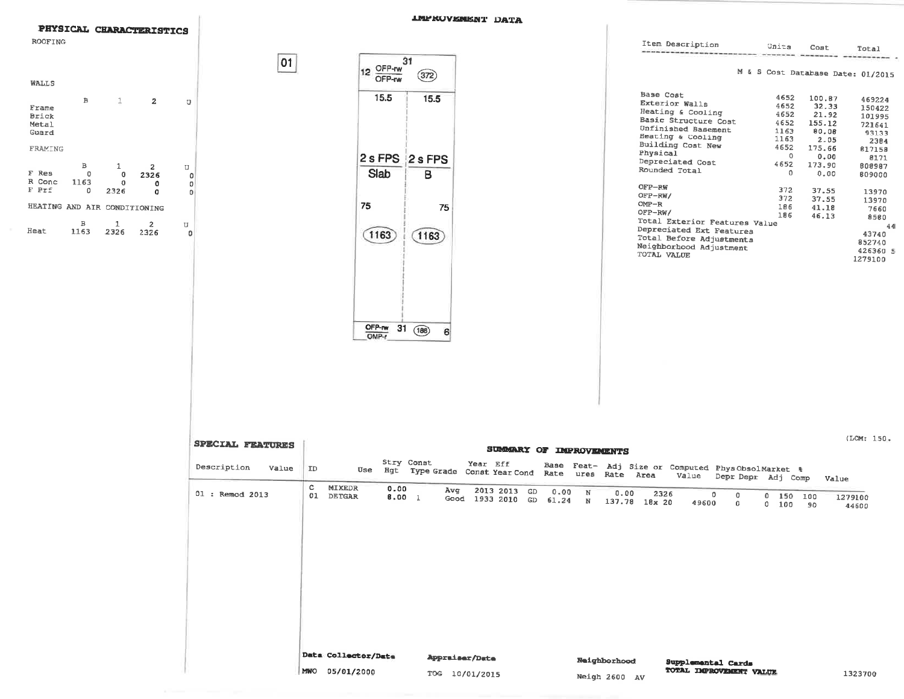## PHYSICAL CHARACTERISTICS

ROOFING

WALLS

| | B | 1 | 2 | U |
|---|---|---|---|---|
| Frame | | | | |
| Brick | | | | |
| Metal | | | | |
| Guard | | | | |

FRAMING

| | B | 1 | 2 | U |
|---|---|---|---|---|
| F Res | 0 | 0 | 2326 | 0 |
| R Conc | 1163 | 0 | 0 | 0 |
| F Prf | 0 | 2326 | 0 | 0 |

HEATING AND AIR CONDITIONING

| | B | 1 | 2 | U |
|---|---|---|---|---|
| Heat | 1163 | 2326 | 2326 | 0 |

## IMPROVEMENT DATA

01

12 OFP-rw / OFP-rw 31 (372)

15.5 15.5

2 s FPS Slab | 2 s FPS B

75 75

(1163) (1163)

OFP-rw / OMP-r 31 (186) 6

| Item Description | Units | Cost | Total |
|---|---|---|---|
| M & S Cost Database Date: 01/2015 | | | |
| Base Cost | 4652 | 100.87 | 469224 |
| Exterior Walls | 4652 | 32.33 | 150422 |
| Heating & Cooling | 4652 | 21.92 | 101995 |
| Basic Structure Cost | 4652 | 155.12 | 721641 |
| Unfinished Basement | 1163 | 80.08 | 93133 |
| Heating & Cooling | 1163 | 2.05 | 2384 |
| Building Cost New | 4652 | 175.66 | 817158 |
| Physical | 0 | 0.00 | 8171 |
| Depreciated Cost | 4652 | 173.90 | 808987 |
| Rounded Total | 0 | 0.00 | 809000 |
| OFP-RW | 372 | 37.55 | 13970 |
| OFP-RW/ | 372 | 37.55 | 13970 |
| OMP-R | 186 | 41.18 | 7660 |
| OFP-RW/ | 186 | 46.13 | 8580 |
| Total Exterior Features Value | | | 44 |
| Depreciated Ext Features | | | 43740 |
| Total Before Adjustments | | | 852740 |
| Neighborhood Adjustment | | | 426360 5 |
| TOTAL VALUE | | | 1279100 |

(LCM: 150.

## SPECIAL FEATURES

| Description | Value |
|---|---|
| 01 : Remod 2013 | |

## SUMMARY OF IMPROVEMENTS

| ID | Use | Stry Hgt | Const Type | Grade | Year Const | Eff Year | Cond | Base Rate | Features | Adj Rate | Size or Area | Computed Value | Phys Depr | Obsol Depr | Market Adj | % Comp | Value |
|---|---|---|---|---|---|---|---|---|---|---|---|---|---|---|---|---|---|
| C | MIXEDR | 0.00 | | Avg | 2013 | 2013 | GD | 0.00 | N | 0.00 | 2326 | 0 | 0 | 0 | 150 | 100 | 1279100 |
| 01 | DETGAR | 8.00 | 1 | Good | 1933 | 2010 | GD | 61.24 | N | 137.78 | 18x 20 | 49600 | 0 | 0 | 100 | 90 | 44600 |

Data Collector/Date: MWO 05/01/2000

Appraiser/Date: TOG 10/01/2015

Neighborhood: Neigh 2600 AV

Supplemental Cards

TOTAL IMPROVEMENT VALUE 1323700